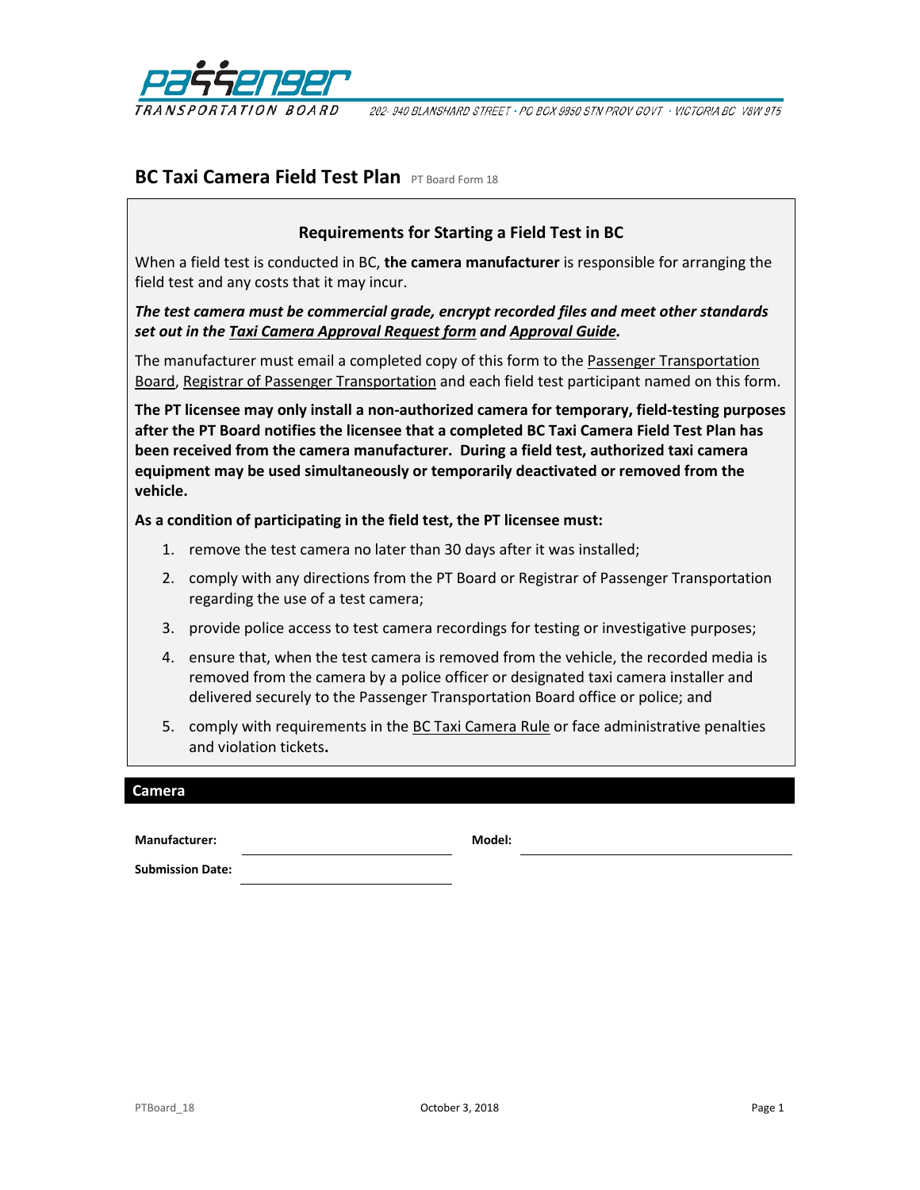Passenger Transportation Board

202- 940 BLANSHARD STREET • PO BOX 9850 STN PROV GOVT • VICTORIA BC V8W 9T5

# BC Taxi Camera Field Test Plan PT Board Form 18

### Requirements for Starting a Field Test in BC

When a field test is conducted in BC, **the camera manufacturer** is responsible for arranging the field test and any costs that it may incur.

***The test camera must be commercial grade, encrypt recorded files and meet other standards set out in the Taxi Camera Approval Request form and Approval Guide.***

The manufacturer must email a completed copy of this form to the Passenger Transportation Board, Registrar of Passenger Transportation and each field test participant named on this form.

**The PT licensee may only install a non-authorized camera for temporary, field-testing purposes after the PT Board notifies the licensee that a completed BC Taxi Camera Field Test Plan has been received from the camera manufacturer. During a field test, authorized taxi camera equipment may be used simultaneously or temporarily deactivated or removed from the vehicle.**

**As a condition of participating in the field test, the PT licensee must:**

1. remove the test camera no later than 30 days after it was installed;
2. comply with any directions from the PT Board or Registrar of Passenger Transportation regarding the use of a test camera;
3. provide police access to test camera recordings for testing or investigative purposes;
4. ensure that, when the test camera is removed from the vehicle, the recorded media is removed from the camera by a police officer or designated taxi camera installer and delivered securely to the Passenger Transportation Board office or police; and
5. comply with requirements in the BC Taxi Camera Rule or face administrative penalties and violation tickets.

## Camera

**Manufacturer:** ____________________ **Model:** ____________________

**Submission Date:** ____________________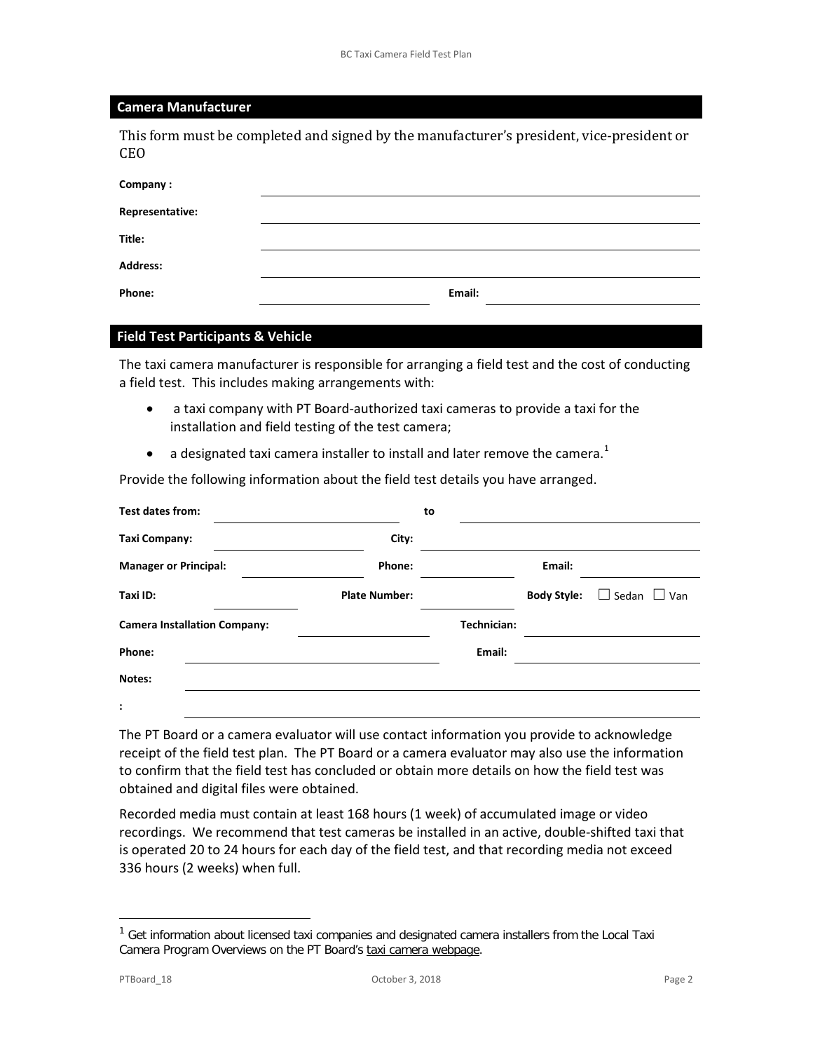## Camera Manufacturer

This form must be completed and signed by the manufacturer's president, vice-president or CEO

**Company :** \_\_\_\_\_\_\_\_\_\_\_\_\_\_\_\_\_\_\_\_\_\_\_\_\_\_\_\_\_\_\_\_

**Representative:** \_\_\_\_\_\_\_\_\_\_\_\_\_\_\_\_\_\_\_\_\_\_\_\_\_\_\_\_\_\_\_\_

**Title:** \_\_\_\_\_\_\_\_\_\_\_\_\_\_\_\_\_\_\_\_\_\_\_\_\_\_\_\_\_\_\_\_

**Address:** \_\_\_\_\_\_\_\_\_\_\_\_\_\_\_\_\_\_\_\_\_\_\_\_\_\_\_\_\_\_\_\_

**Phone:** \_\_\_\_\_\_\_\_\_\_\_\_\_\_\_\_ **Email:** \_\_\_\_\_\_\_\_\_\_\_\_\_\_\_\_

## Field Test Participants & Vehicle

The taxi camera manufacturer is responsible for arranging a field test and the cost of conducting a field test. This includes making arrangements with:

- a taxi company with PT Board-authorized taxi cameras to provide a taxi for the installation and field testing of the test camera;
- a designated taxi camera installer to install and later remove the camera.[1]

Provide the following information about the field test details you have arranged.

**Test dates from:** \_\_\_\_\_\_\_\_\_\_\_\_\_\_\_\_ **to** \_\_\_\_\_\_\_\_\_\_\_\_\_\_\_\_

**Taxi Company:** \_\_\_\_\_\_\_\_\_\_\_\_\_\_\_\_ **City:** \_\_\_\_\_\_\_\_\_\_\_\_\_\_\_\_

**Manager or Principal:** \_\_\_\_\_\_\_\_\_\_\_\_ **Phone:** \_\_\_\_\_\_\_\_\_\_\_\_ **Email:** \_\_\_\_\_\_\_\_\_\_\_\_

**Taxi ID:** \_\_\_\_\_\_\_\_\_\_\_\_ **Plate Number:** \_\_\_\_\_\_\_\_\_\_\_\_ **Body Style:** ☐ Sedan ☐ Van

**Camera Installation Company:** \_\_\_\_\_\_\_\_\_\_\_\_ **Technician:** \_\_\_\_\_\_\_\_\_\_\_\_

**Phone:** \_\_\_\_\_\_\_\_\_\_\_\_\_\_\_\_ **Email:** \_\_\_\_\_\_\_\_\_\_\_\_\_\_\_\_

**Notes:** \_\_\_\_\_\_\_\_\_\_\_\_\_\_\_\_\_\_\_\_\_\_\_\_\_\_\_\_\_\_\_\_

**:** \_\_\_\_\_\_\_\_\_\_\_\_\_\_\_\_\_\_\_\_\_\_\_\_\_\_\_\_\_\_\_\_

The PT Board or a camera evaluator will use contact information you provide to acknowledge receipt of the field test plan. The PT Board or a camera evaluator may also use the information to confirm that the field test has concluded or obtain more details on how the field test was obtained and digital files were obtained.

Recorded media must contain at least 168 hours (1 week) of accumulated image or video recordings. We recommend that test cameras be installed in an active, double-shifted taxi that is operated 20 to 24 hours for each day of the field test, and that recording media not exceed 336 hours (2 weeks) when full.

---

[1] Get information about licensed taxi companies and designated camera installers from the Local Taxi Camera Program Overviews on the PT Board's taxi camera webpage.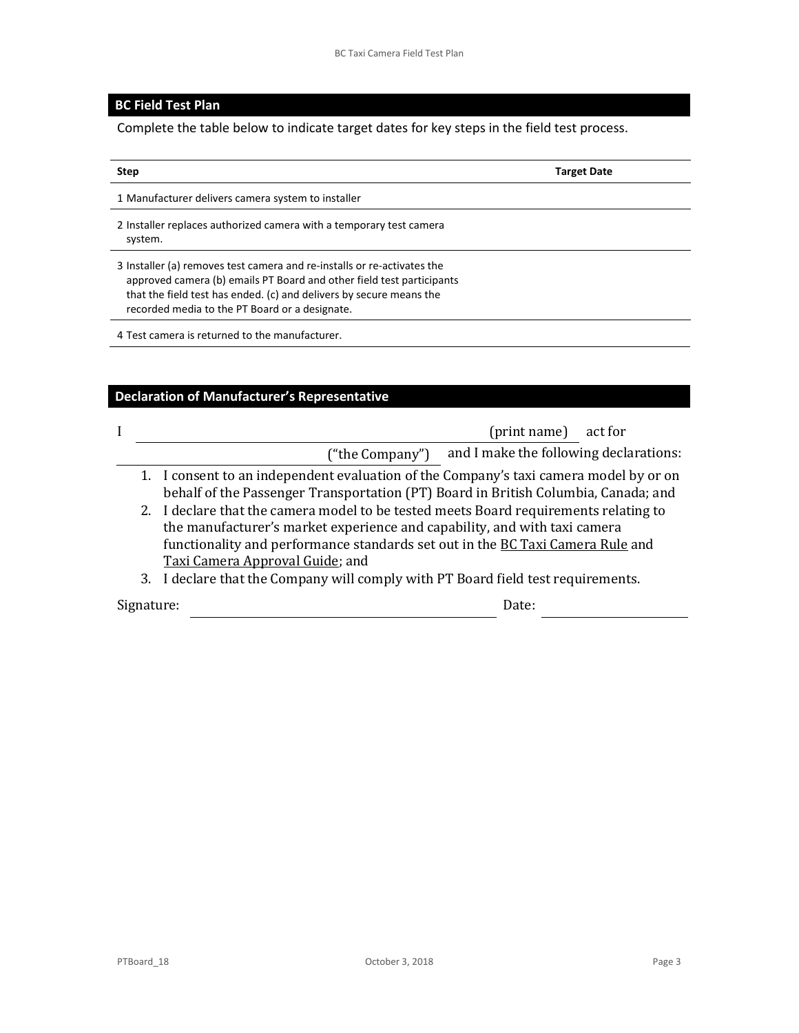## BC Field Test Plan

Complete the table below to indicate target dates for key steps in the field test process.

| Step | Target Date |
|---|---|
| 1 Manufacturer delivers camera system to installer | |
| 2 Installer replaces authorized camera with a temporary test camera system. | |
| 3 Installer (a) removes test camera and re-installs or re-activates the approved camera (b) emails PT Board and other field test participants that the field test has ended. (c) and delivers by secure means the recorded media to the PT Board or a designate. | |
| 4 Test camera is returned to the manufacturer. | |

## Declaration of Manufacturer's Representative

I ______________________________ (print name) act for ______________________________ ("the Company") and I make the following declarations:

1. I consent to an independent evaluation of the Company's taxi camera model by or on behalf of the Passenger Transportation (PT) Board in British Columbia, Canada; and
2. I declare that the camera model to be tested meets Board requirements relating to the manufacturer's market experience and capability, and with taxi camera functionality and performance standards set out in the BC Taxi Camera Rule and Taxi Camera Approval Guide; and
3. I declare that the Company will comply with PT Board field test requirements.

Signature: ______________________________ Date: ______________